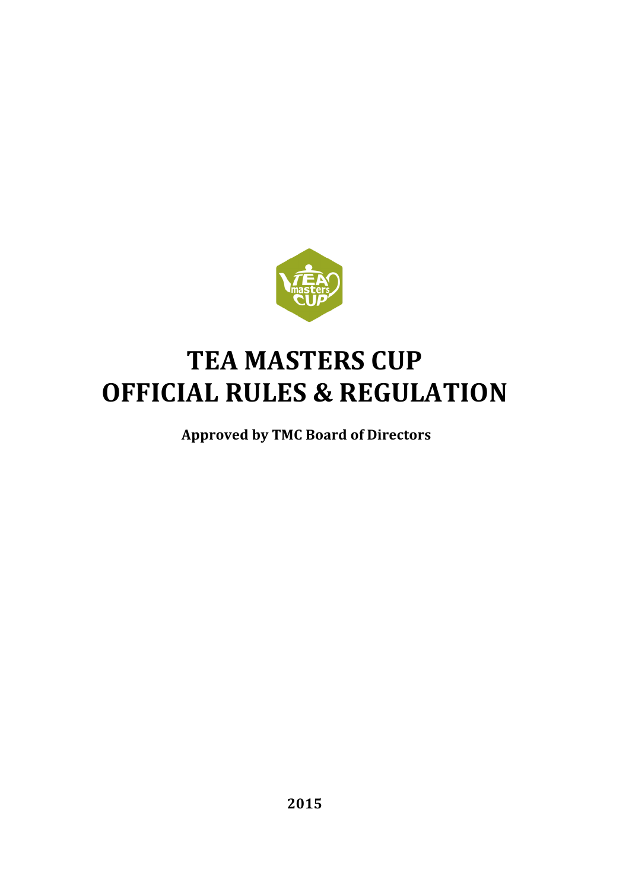# TEA MASTERS CUP
# OFFICIAL RULES & REGULATION

**Approved by TMC Board of Directors**

**2015**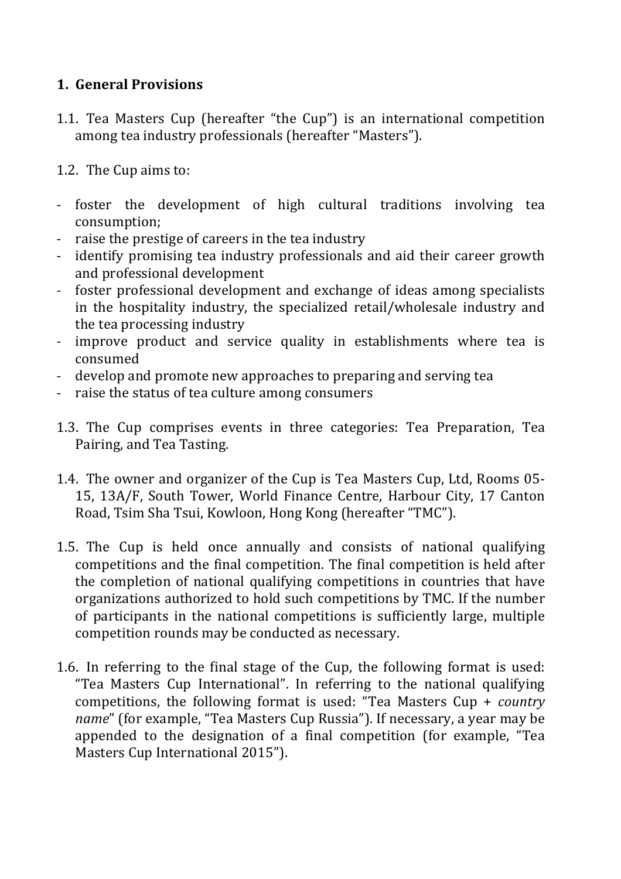## 1. General Provisions

1.1. Tea Masters Cup (hereafter "the Cup") is an international competition among tea industry professionals (hereafter "Masters").

1.2. The Cup aims to:

- foster the development of high cultural traditions involving tea consumption;
- raise the prestige of careers in the tea industry
- identify promising tea industry professionals and aid their career growth and professional development
- foster professional development and exchange of ideas among specialists in the hospitality industry, the specialized retail/wholesale industry and the tea processing industry
- improve product and service quality in establishments where tea is consumed
- develop and promote new approaches to preparing and serving tea
- raise the status of tea culture among consumers

1.3. The Cup comprises events in three categories: Tea Preparation, Tea Pairing, and Tea Tasting.

1.4. The owner and organizer of the Cup is Tea Masters Cup, Ltd, Rooms 05-15, 13A/F, South Tower, World Finance Centre, Harbour City, 17 Canton Road, Tsim Sha Tsui, Kowloon, Hong Kong (hereafter "TMC").

1.5. The Cup is held once annually and consists of national qualifying competitions and the final competition. The final competition is held after the completion of national qualifying competitions in countries that have organizations authorized to hold such competitions by TMC. If the number of participants in the national competitions is sufficiently large, multiple competition rounds may be conducted as necessary.

1.6. In referring to the final stage of the Cup, the following format is used: "Tea Masters Cup International". In referring to the national qualifying competitions, the following format is used: "Tea Masters Cup + *country name*" (for example, "Tea Masters Cup Russia"). If necessary, a year may be appended to the designation of a final competition (for example, "Tea Masters Cup International 2015").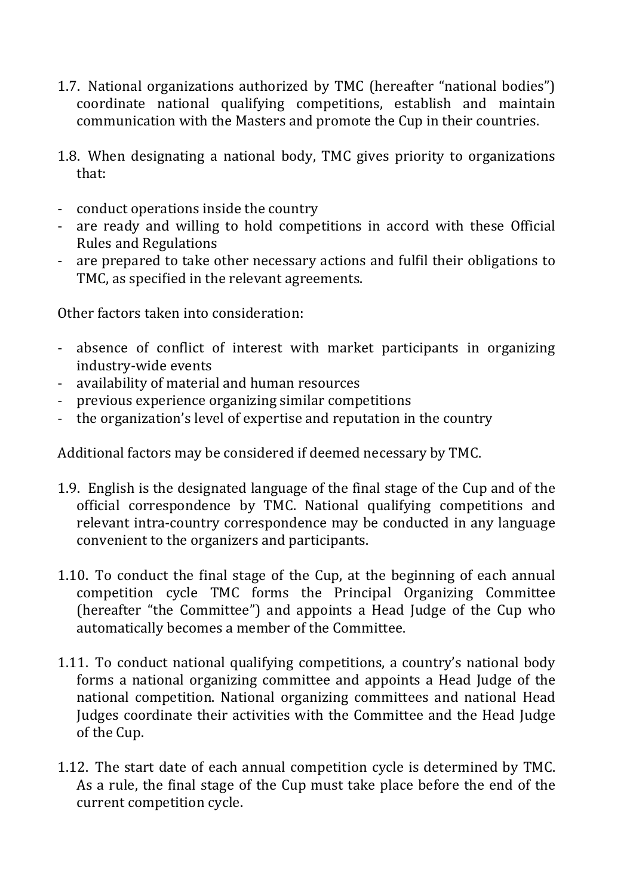1.7. National organizations authorized by TMC (hereafter "national bodies") coordinate national qualifying competitions, establish and maintain communication with the Masters and promote the Cup in their countries.

1.8. When designating a national body, TMC gives priority to organizations that:

- conduct operations inside the country
- are ready and willing to hold competitions in accord with these Official Rules and Regulations
- are prepared to take other necessary actions and fulfil their obligations to TMC, as specified in the relevant agreements.

Other factors taken into consideration:

- absence of conflict of interest with market participants in organizing industry-wide events
- availability of material and human resources
- previous experience organizing similar competitions
- the organization's level of expertise and reputation in the country

Additional factors may be considered if deemed necessary by TMC.

1.9. English is the designated language of the final stage of the Cup and of the official correspondence by TMC. National qualifying competitions and relevant intra-country correspondence may be conducted in any language convenient to the organizers and participants.

1.10. To conduct the final stage of the Cup, at the beginning of each annual competition cycle TMC forms the Principal Organizing Committee (hereafter "the Committee") and appoints a Head Judge of the Cup who automatically becomes a member of the Committee.

1.11. To conduct national qualifying competitions, a country's national body forms a national organizing committee and appoints a Head Judge of the national competition. National organizing committees and national Head Judges coordinate their activities with the Committee and the Head Judge of the Cup.

1.12. The start date of each annual competition cycle is determined by TMC. As a rule, the final stage of the Cup must take place before the end of the current competition cycle.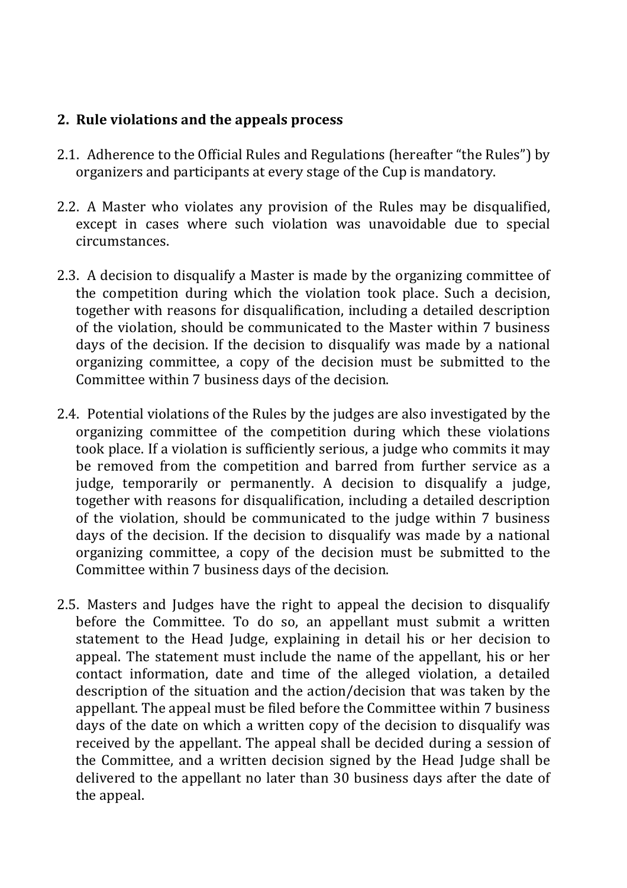## 2. Rule violations and the appeals process

2.1. Adherence to the Official Rules and Regulations (hereafter "the Rules") by organizers and participants at every stage of the Cup is mandatory.

2.2. A Master who violates any provision of the Rules may be disqualified, except in cases where such violation was unavoidable due to special circumstances.

2.3. A decision to disqualify a Master is made by the organizing committee of the competition during which the violation took place. Such a decision, together with reasons for disqualification, including a detailed description of the violation, should be communicated to the Master within 7 business days of the decision. If the decision to disqualify was made by a national organizing committee, a copy of the decision must be submitted to the Committee within 7 business days of the decision.

2.4. Potential violations of the Rules by the judges are also investigated by the organizing committee of the competition during which these violations took place. If a violation is sufficiently serious, a judge who commits it may be removed from the competition and barred from further service as a judge, temporarily or permanently. A decision to disqualify a judge, together with reasons for disqualification, including a detailed description of the violation, should be communicated to the judge within 7 business days of the decision. If the decision to disqualify was made by a national organizing committee, a copy of the decision must be submitted to the Committee within 7 business days of the decision.

2.5. Masters and Judges have the right to appeal the decision to disqualify before the Committee. To do so, an appellant must submit a written statement to the Head Judge, explaining in detail his or her decision to appeal. The statement must include the name of the appellant, his or her contact information, date and time of the alleged violation, a detailed description of the situation and the action/decision that was taken by the appellant. The appeal must be filed before the Committee within 7 business days of the date on which a written copy of the decision to disqualify was received by the appellant. The appeal shall be decided during a session of the Committee, and a written decision signed by the Head Judge shall be delivered to the appellant no later than 30 business days after the date of the appeal.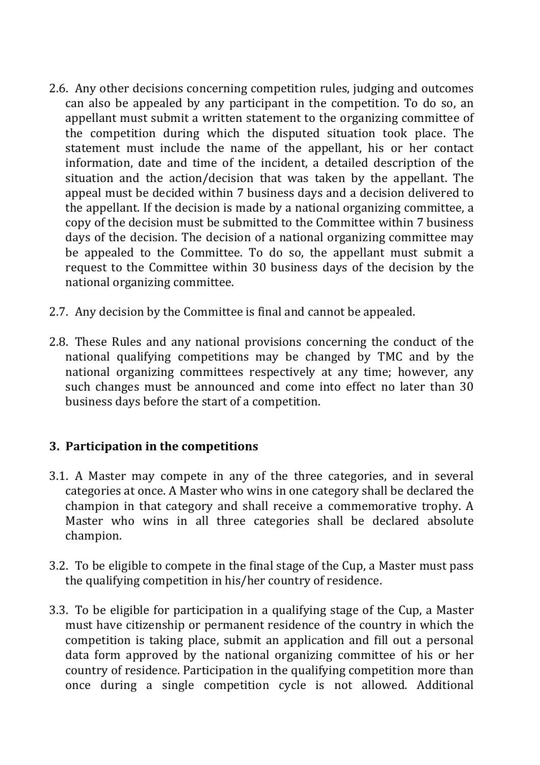2.6. Any other decisions concerning competition rules, judging and outcomes can also be appealed by any participant in the competition. To do so, an appellant must submit a written statement to the organizing committee of the competition during which the disputed situation took place. The statement must include the name of the appellant, his or her contact information, date and time of the incident, a detailed description of the situation and the action/decision that was taken by the appellant. The appeal must be decided within 7 business days and a decision delivered to the appellant. If the decision is made by a national organizing committee, a copy of the decision must be submitted to the Committee within 7 business days of the decision. The decision of a national organizing committee may be appealed to the Committee. To do so, the appellant must submit a request to the Committee within 30 business days of the decision by the national organizing committee.

2.7. Any decision by the Committee is final and cannot be appealed.

2.8. These Rules and any national provisions concerning the conduct of the national qualifying competitions may be changed by TMC and by the national organizing committees respectively at any time; however, any such changes must be announced and come into effect no later than 30 business days before the start of a competition.

## 3. Participation in the competitions

3.1. A Master may compete in any of the three categories, and in several categories at once. A Master who wins in one category shall be declared the champion in that category and shall receive a commemorative trophy. A Master who wins in all three categories shall be declared absolute champion.

3.2. To be eligible to compete in the final stage of the Cup, a Master must pass the qualifying competition in his/her country of residence.

3.3. To be eligible for participation in a qualifying stage of the Cup, a Master must have citizenship or permanent residence of the country in which the competition is taking place, submit an application and fill out a personal data form approved by the national organizing committee of his or her country of residence. Participation in the qualifying competition more than once during a single competition cycle is not allowed. Additional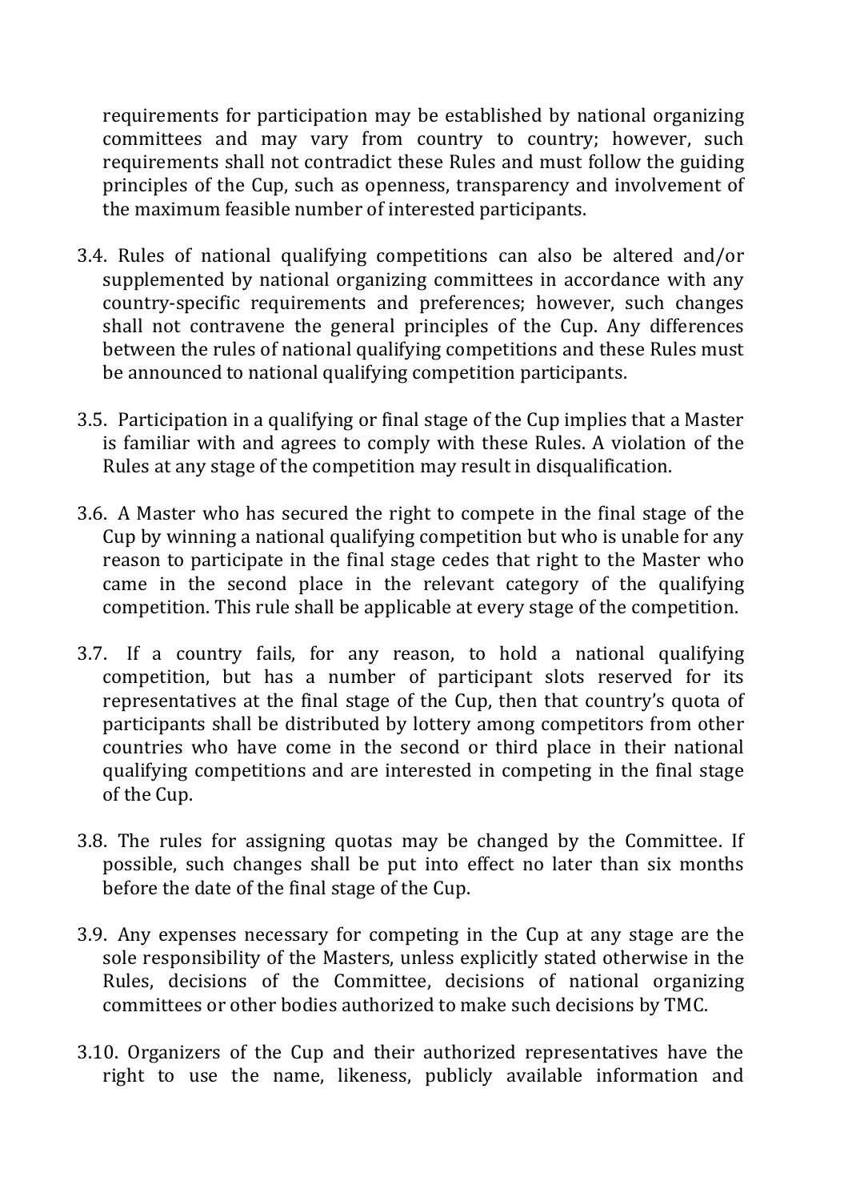requirements for participation may be established by national organizing committees and may vary from country to country; however, such requirements shall not contradict these Rules and must follow the guiding principles of the Cup, such as openness, transparency and involvement of the maximum feasible number of interested participants.

3.4. Rules of national qualifying competitions can also be altered and/or supplemented by national organizing committees in accordance with any country-specific requirements and preferences; however, such changes shall not contravene the general principles of the Cup. Any differences between the rules of national qualifying competitions and these Rules must be announced to national qualifying competition participants.

3.5. Participation in a qualifying or final stage of the Cup implies that a Master is familiar with and agrees to comply with these Rules. A violation of the Rules at any stage of the competition may result in disqualification.

3.6. A Master who has secured the right to compete in the final stage of the Cup by winning a national qualifying competition but who is unable for any reason to participate in the final stage cedes that right to the Master who came in the second place in the relevant category of the qualifying competition. This rule shall be applicable at every stage of the competition.

3.7. If a country fails, for any reason, to hold a national qualifying competition, but has a number of participant slots reserved for its representatives at the final stage of the Cup, then that country's quota of participants shall be distributed by lottery among competitors from other countries who have come in the second or third place in their national qualifying competitions and are interested in competing in the final stage of the Cup.

3.8. The rules for assigning quotas may be changed by the Committee. If possible, such changes shall be put into effect no later than six months before the date of the final stage of the Cup.

3.9. Any expenses necessary for competing in the Cup at any stage are the sole responsibility of the Masters, unless explicitly stated otherwise in the Rules, decisions of the Committee, decisions of national organizing committees or other bodies authorized to make such decisions by TMC.

3.10. Organizers of the Cup and their authorized representatives have the right to use the name, likeness, publicly available information and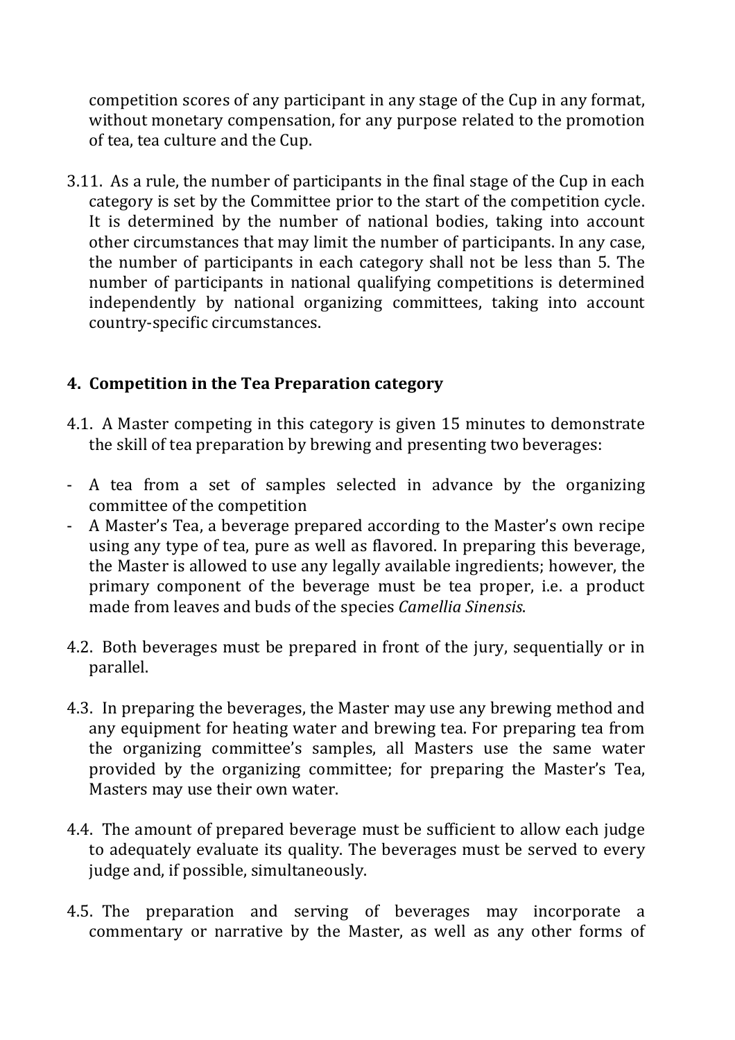competition scores of any participant in any stage of the Cup in any format, without monetary compensation, for any purpose related to the promotion of tea, tea culture and the Cup.

3.11. As a rule, the number of participants in the final stage of the Cup in each category is set by the Committee prior to the start of the competition cycle. It is determined by the number of national bodies, taking into account other circumstances that may limit the number of participants. In any case, the number of participants in each category shall not be less than 5. The number of participants in national qualifying competitions is determined independently by national organizing committees, taking into account country-specific circumstances.

## 4. Competition in the Tea Preparation category

4.1. A Master competing in this category is given 15 minutes to demonstrate the skill of tea preparation by brewing and presenting two beverages:

- A tea from a set of samples selected in advance by the organizing committee of the competition
- A Master's Tea, a beverage prepared according to the Master's own recipe using any type of tea, pure as well as flavored. In preparing this beverage, the Master is allowed to use any legally available ingredients; however, the primary component of the beverage must be tea proper, i.e. a product made from leaves and buds of the species *Camellia Sinensis*.

4.2. Both beverages must be prepared in front of the jury, sequentially or in parallel.

4.3. In preparing the beverages, the Master may use any brewing method and any equipment for heating water and brewing tea. For preparing tea from the organizing committee's samples, all Masters use the same water provided by the organizing committee; for preparing the Master's Tea, Masters may use their own water.

4.4. The amount of prepared beverage must be sufficient to allow each judge to adequately evaluate its quality. The beverages must be served to every judge and, if possible, simultaneously.

4.5. The preparation and serving of beverages may incorporate a commentary or narrative by the Master, as well as any other forms of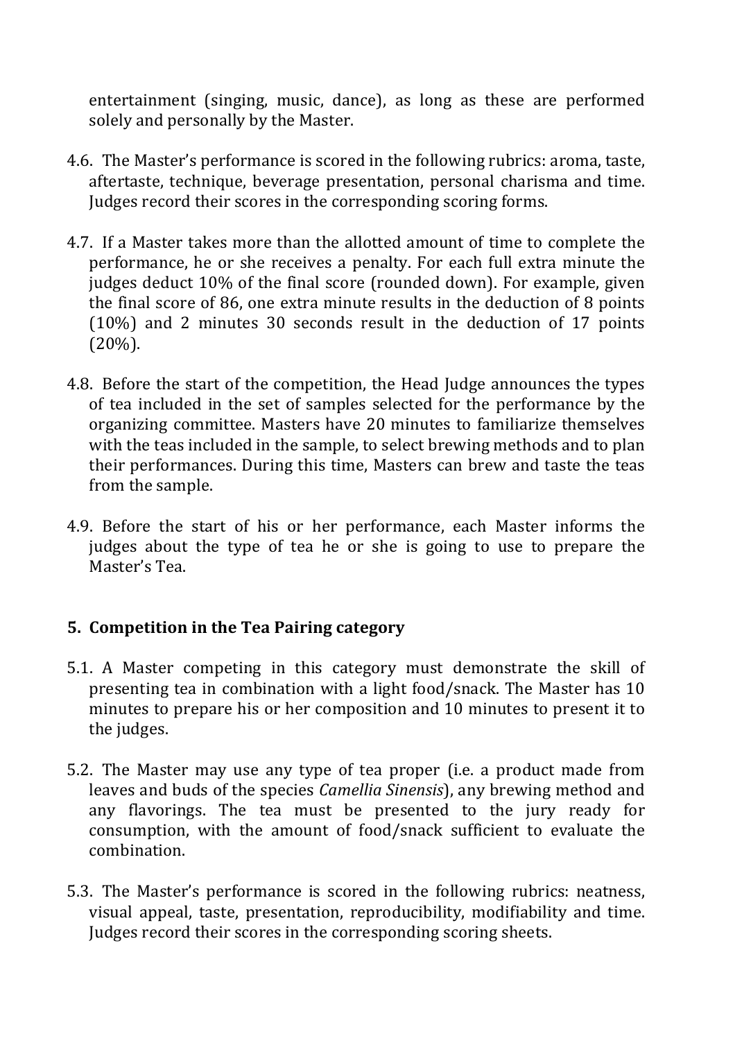entertainment (singing, music, dance), as long as these are performed solely and personally by the Master.

4.6. The Master's performance is scored in the following rubrics: aroma, taste, aftertaste, technique, beverage presentation, personal charisma and time. Judges record their scores in the corresponding scoring forms.

4.7. If a Master takes more than the allotted amount of time to complete the performance, he or she receives a penalty. For each full extra minute the judges deduct 10% of the final score (rounded down). For example, given the final score of 86, one extra minute results in the deduction of 8 points (10%) and 2 minutes 30 seconds result in the deduction of 17 points (20%).

4.8. Before the start of the competition, the Head Judge announces the types of tea included in the set of samples selected for the performance by the organizing committee. Masters have 20 minutes to familiarize themselves with the teas included in the sample, to select brewing methods and to plan their performances. During this time, Masters can brew and taste the teas from the sample.

4.9. Before the start of his or her performance, each Master informs the judges about the type of tea he or she is going to use to prepare the Master's Tea.

## 5. Competition in the Tea Pairing category

5.1. A Master competing in this category must demonstrate the skill of presenting tea in combination with a light food/snack. The Master has 10 minutes to prepare his or her composition and 10 minutes to present it to the judges.

5.2. The Master may use any type of tea proper (i.e. a product made from leaves and buds of the species *Camellia Sinensis*), any brewing method and any flavorings. The tea must be presented to the jury ready for consumption, with the amount of food/snack sufficient to evaluate the combination.

5.3. The Master's performance is scored in the following rubrics: neatness, visual appeal, taste, presentation, reproducibility, modifiability and time. Judges record their scores in the corresponding scoring sheets.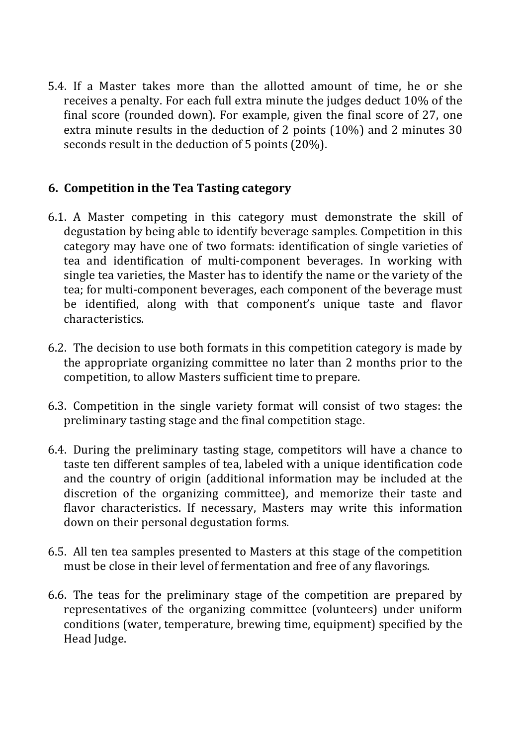5.4. If a Master takes more than the allotted amount of time, he or she receives a penalty. For each full extra minute the judges deduct 10% of the final score (rounded down). For example, given the final score of 27, one extra minute results in the deduction of 2 points (10%) and 2 minutes 30 seconds result in the deduction of 5 points (20%).

## 6. Competition in the Tea Tasting category

6.1. A Master competing in this category must demonstrate the skill of degustation by being able to identify beverage samples. Competition in this category may have one of two formats: identification of single varieties of tea and identification of multi-component beverages. In working with single tea varieties, the Master has to identify the name or the variety of the tea; for multi-component beverages, each component of the beverage must be identified, along with that component's unique taste and flavor characteristics.

6.2. The decision to use both formats in this competition category is made by the appropriate organizing committee no later than 2 months prior to the competition, to allow Masters sufficient time to prepare.

6.3. Competition in the single variety format will consist of two stages: the preliminary tasting stage and the final competition stage.

6.4. During the preliminary tasting stage, competitors will have a chance to taste ten different samples of tea, labeled with a unique identification code and the country of origin (additional information may be included at the discretion of the organizing committee), and memorize their taste and flavor characteristics. If necessary, Masters may write this information down on their personal degustation forms.

6.5. All ten tea samples presented to Masters at this stage of the competition must be close in their level of fermentation and free of any flavorings.

6.6. The teas for the preliminary stage of the competition are prepared by representatives of the organizing committee (volunteers) under uniform conditions (water, temperature, brewing time, equipment) specified by the Head Judge.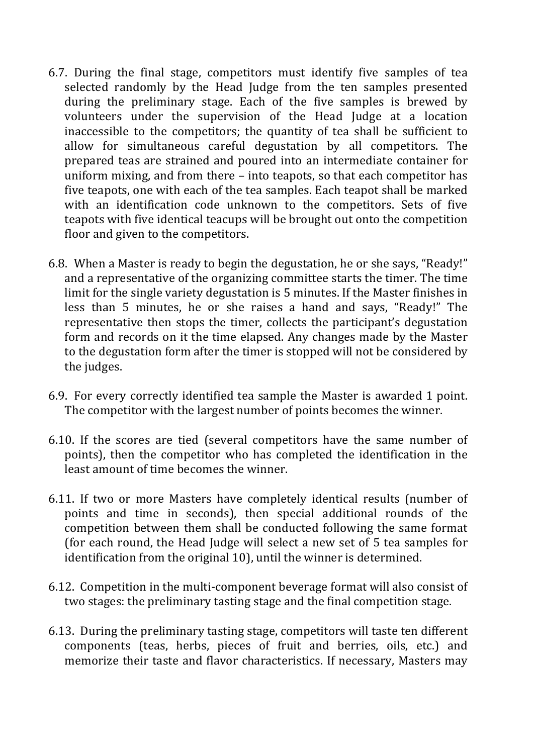6.7. During the final stage, competitors must identify five samples of tea selected randomly by the Head Judge from the ten samples presented during the preliminary stage. Each of the five samples is brewed by volunteers under the supervision of the Head Judge at a location inaccessible to the competitors; the quantity of tea shall be sufficient to allow for simultaneous careful degustation by all competitors. The prepared teas are strained and poured into an intermediate container for uniform mixing, and from there – into teapots, so that each competitor has five teapots, one with each of the tea samples. Each teapot shall be marked with an identification code unknown to the competitors. Sets of five teapots with five identical teacups will be brought out onto the competition floor and given to the competitors.

6.8. When a Master is ready to begin the degustation, he or she says, "Ready!" and a representative of the organizing committee starts the timer. The time limit for the single variety degustation is 5 minutes. If the Master finishes in less than 5 minutes, he or she raises a hand and says, "Ready!" The representative then stops the timer, collects the participant's degustation form and records on it the time elapsed. Any changes made by the Master to the degustation form after the timer is stopped will not be considered by the judges.

6.9. For every correctly identified tea sample the Master is awarded 1 point. The competitor with the largest number of points becomes the winner.

6.10. If the scores are tied (several competitors have the same number of points), then the competitor who has completed the identification in the least amount of time becomes the winner.

6.11. If two or more Masters have completely identical results (number of points and time in seconds), then special additional rounds of the competition between them shall be conducted following the same format (for each round, the Head Judge will select a new set of 5 tea samples for identification from the original 10), until the winner is determined.

6.12. Competition in the multi-component beverage format will also consist of two stages: the preliminary tasting stage and the final competition stage.

6.13. During the preliminary tasting stage, competitors will taste ten different components (teas, herbs, pieces of fruit and berries, oils, etc.) and memorize their taste and flavor characteristics. If necessary, Masters may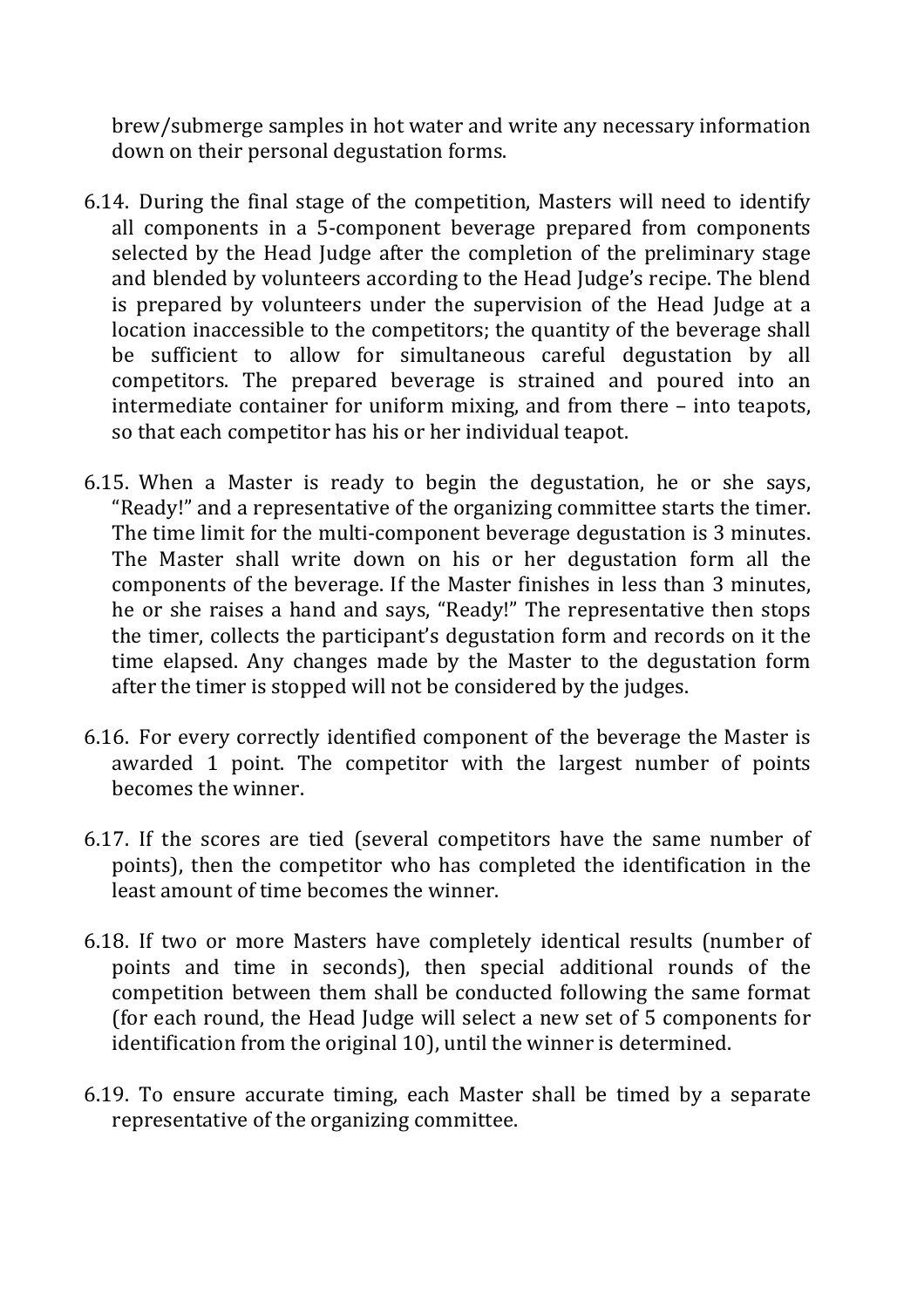brew/submerge samples in hot water and write any necessary information down on their personal degustation forms.

6.14. During the final stage of the competition, Masters will need to identify all components in a 5-component beverage prepared from components selected by the Head Judge after the completion of the preliminary stage and blended by volunteers according to the Head Judge's recipe. The blend is prepared by volunteers under the supervision of the Head Judge at a location inaccessible to the competitors; the quantity of the beverage shall be sufficient to allow for simultaneous careful degustation by all competitors. The prepared beverage is strained and poured into an intermediate container for uniform mixing, and from there – into teapots, so that each competitor has his or her individual teapot.

6.15. When a Master is ready to begin the degustation, he or she says, "Ready!" and a representative of the organizing committee starts the timer. The time limit for the multi-component beverage degustation is 3 minutes. The Master shall write down on his or her degustation form all the components of the beverage. If the Master finishes in less than 3 minutes, he or she raises a hand and says, "Ready!" The representative then stops the timer, collects the participant's degustation form and records on it the time elapsed. Any changes made by the Master to the degustation form after the timer is stopped will not be considered by the judges.

6.16. For every correctly identified component of the beverage the Master is awarded 1 point. The competitor with the largest number of points becomes the winner.

6.17. If the scores are tied (several competitors have the same number of points), then the competitor who has completed the identification in the least amount of time becomes the winner.

6.18. If two or more Masters have completely identical results (number of points and time in seconds), then special additional rounds of the competition between them shall be conducted following the same format (for each round, the Head Judge will select a new set of 5 components for identification from the original 10), until the winner is determined.

6.19. To ensure accurate timing, each Master shall be timed by a separate representative of the organizing committee.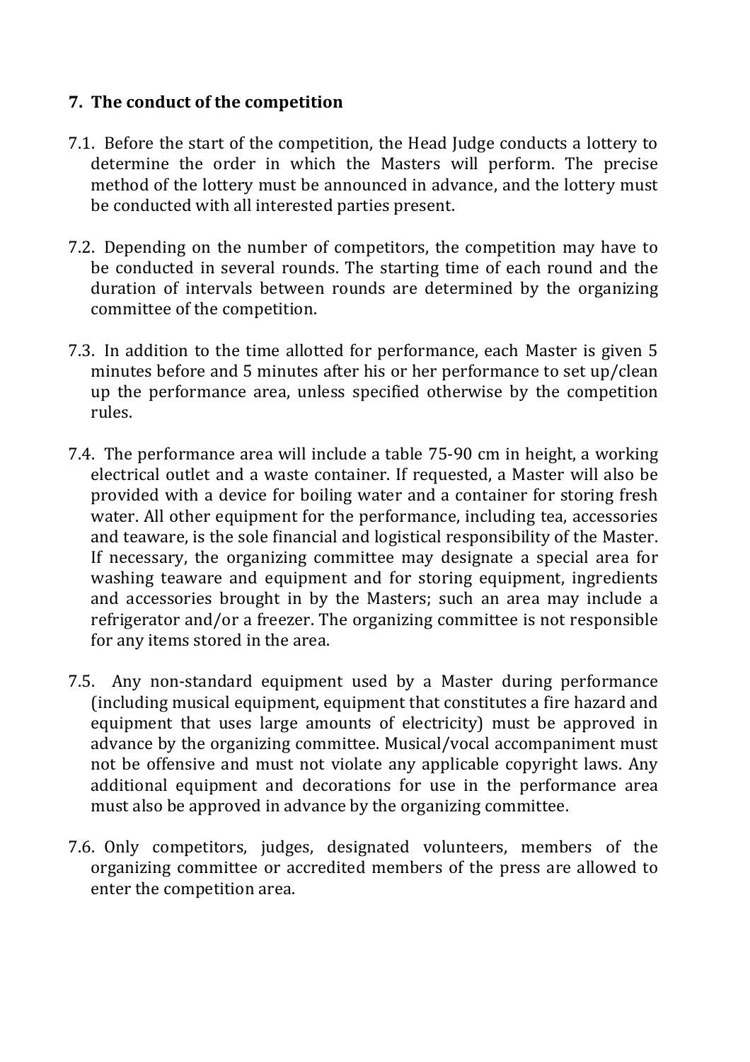## 7. The conduct of the competition

7.1. Before the start of the competition, the Head Judge conducts a lottery to determine the order in which the Masters will perform. The precise method of the lottery must be announced in advance, and the lottery must be conducted with all interested parties present.

7.2. Depending on the number of competitors, the competition may have to be conducted in several rounds. The starting time of each round and the duration of intervals between rounds are determined by the organizing committee of the competition.

7.3. In addition to the time allotted for performance, each Master is given 5 minutes before and 5 minutes after his or her performance to set up/clean up the performance area, unless specified otherwise by the competition rules.

7.4. The performance area will include a table 75-90 cm in height, a working electrical outlet and a waste container. If requested, a Master will also be provided with a device for boiling water and a container for storing fresh water. All other equipment for the performance, including tea, accessories and teaware, is the sole financial and logistical responsibility of the Master. If necessary, the organizing committee may designate a special area for washing teaware and equipment and for storing equipment, ingredients and accessories brought in by the Masters; such an area may include a refrigerator and/or a freezer. The organizing committee is not responsible for any items stored in the area.

7.5. Any non-standard equipment used by a Master during performance (including musical equipment, equipment that constitutes a fire hazard and equipment that uses large amounts of electricity) must be approved in advance by the organizing committee. Musical/vocal accompaniment must not be offensive and must not violate any applicable copyright laws. Any additional equipment and decorations for use in the performance area must also be approved in advance by the organizing committee.

7.6. Only competitors, judges, designated volunteers, members of the organizing committee or accredited members of the press are allowed to enter the competition area.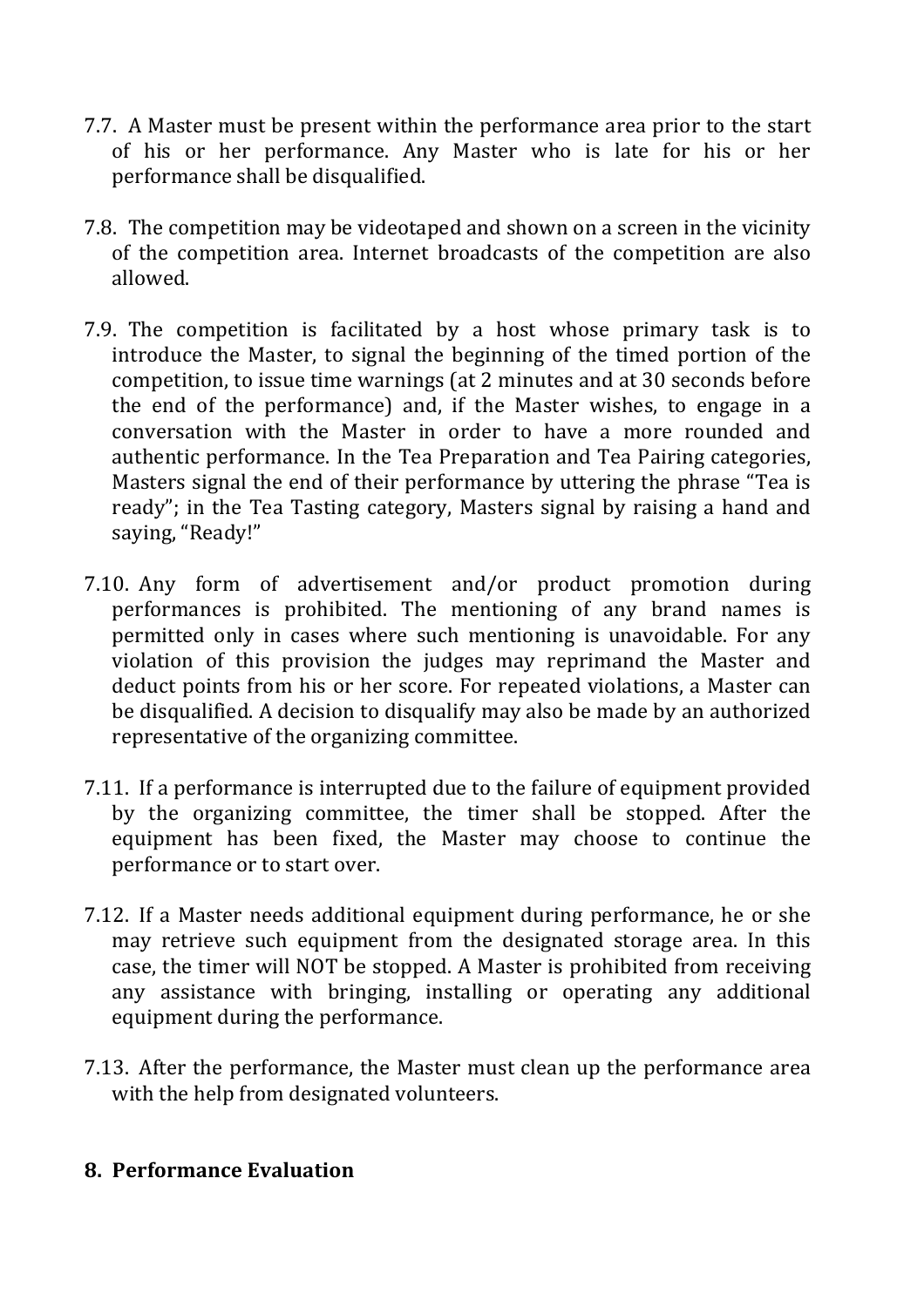7.7. A Master must be present within the performance area prior to the start of his or her performance. Any Master who is late for his or her performance shall be disqualified.

7.8. The competition may be videotaped and shown on a screen in the vicinity of the competition area. Internet broadcasts of the competition are also allowed.

7.9. The competition is facilitated by a host whose primary task is to introduce the Master, to signal the beginning of the timed portion of the competition, to issue time warnings (at 2 minutes and at 30 seconds before the end of the performance) and, if the Master wishes, to engage in a conversation with the Master in order to have a more rounded and authentic performance. In the Tea Preparation and Tea Pairing categories, Masters signal the end of their performance by uttering the phrase "Tea is ready"; in the Tea Tasting category, Masters signal by raising a hand and saying, "Ready!"

7.10. Any form of advertisement and/or product promotion during performances is prohibited. The mentioning of any brand names is permitted only in cases where such mentioning is unavoidable. For any violation of this provision the judges may reprimand the Master and deduct points from his or her score. For repeated violations, a Master can be disqualified. A decision to disqualify may also be made by an authorized representative of the organizing committee.

7.11. If a performance is interrupted due to the failure of equipment provided by the organizing committee, the timer shall be stopped. After the equipment has been fixed, the Master may choose to continue the performance or to start over.

7.12. If a Master needs additional equipment during performance, he or she may retrieve such equipment from the designated storage area. In this case, the timer will NOT be stopped. A Master is prohibited from receiving any assistance with bringing, installing or operating any additional equipment during the performance.

7.13. After the performance, the Master must clean up the performance area with the help from designated volunteers.

## 8. Performance Evaluation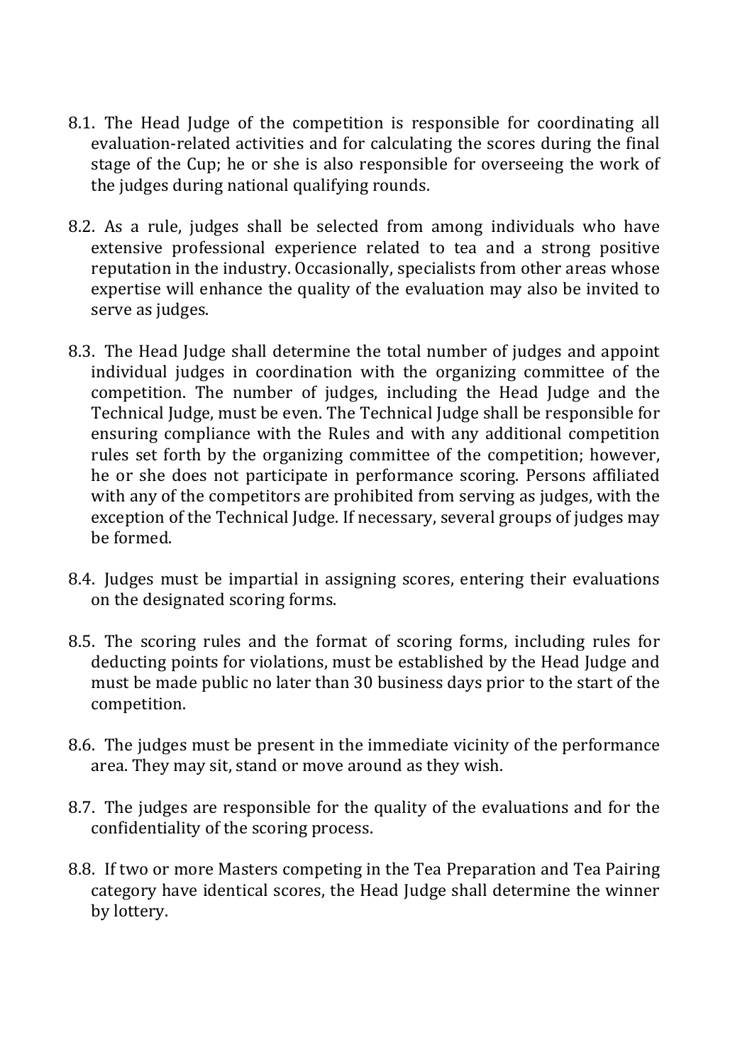8.1. The Head Judge of the competition is responsible for coordinating all evaluation-related activities and for calculating the scores during the final stage of the Cup; he or she is also responsible for overseeing the work of the judges during national qualifying rounds.

8.2. As a rule, judges shall be selected from among individuals who have extensive professional experience related to tea and a strong positive reputation in the industry. Occasionally, specialists from other areas whose expertise will enhance the quality of the evaluation may also be invited to serve as judges.

8.3. The Head Judge shall determine the total number of judges and appoint individual judges in coordination with the organizing committee of the competition. The number of judges, including the Head Judge and the Technical Judge, must be even. The Technical Judge shall be responsible for ensuring compliance with the Rules and with any additional competition rules set forth by the organizing committee of the competition; however, he or she does not participate in performance scoring. Persons affiliated with any of the competitors are prohibited from serving as judges, with the exception of the Technical Judge. If necessary, several groups of judges may be formed.

8.4. Judges must be impartial in assigning scores, entering their evaluations on the designated scoring forms.

8.5. The scoring rules and the format of scoring forms, including rules for deducting points for violations, must be established by the Head Judge and must be made public no later than 30 business days prior to the start of the competition.

8.6. The judges must be present in the immediate vicinity of the performance area. They may sit, stand or move around as they wish.

8.7. The judges are responsible for the quality of the evaluations and for the confidentiality of the scoring process.

8.8. If two or more Masters competing in the Tea Preparation and Tea Pairing category have identical scores, the Head Judge shall determine the winner by lottery.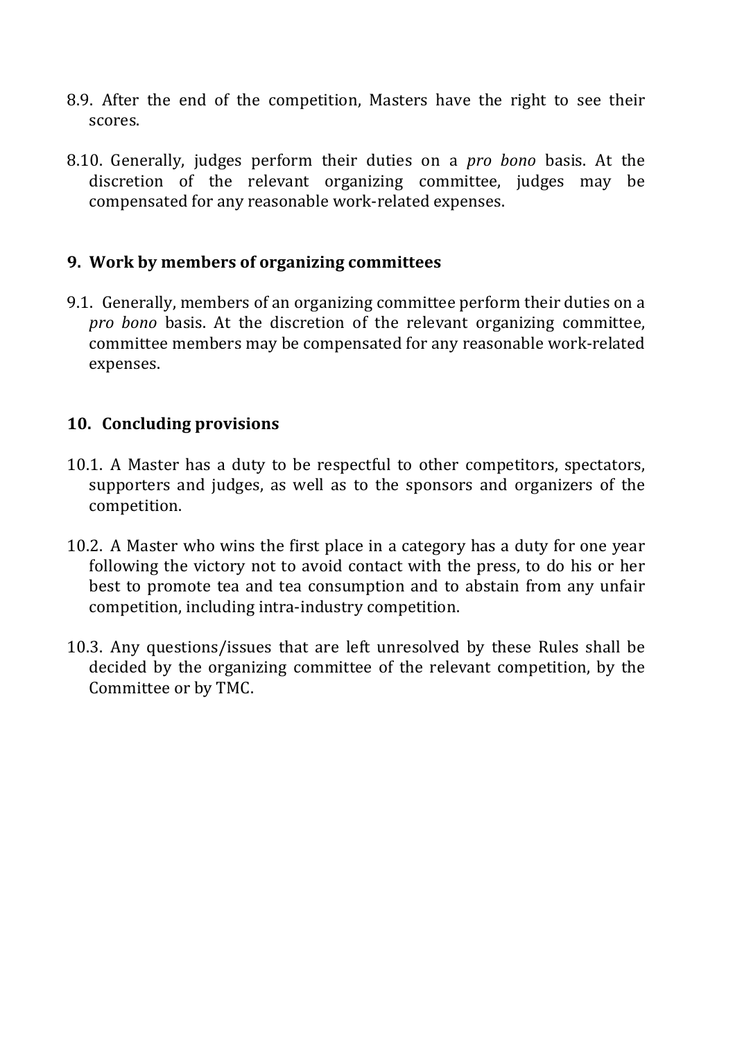8.9. After the end of the competition, Masters have the right to see their scores.

8.10. Generally, judges perform their duties on a *pro bono* basis. At the discretion of the relevant organizing committee, judges may be compensated for any reasonable work-related expenses.

## 9. Work by members of organizing committees

9.1. Generally, members of an organizing committee perform their duties on a *pro bono* basis. At the discretion of the relevant organizing committee, committee members may be compensated for any reasonable work-related expenses.

## 10. Concluding provisions

10.1. A Master has a duty to be respectful to other competitors, spectators, supporters and judges, as well as to the sponsors and organizers of the competition.

10.2. A Master who wins the first place in a category has a duty for one year following the victory not to avoid contact with the press, to do his or her best to promote tea and tea consumption and to abstain from any unfair competition, including intra-industry competition.

10.3. Any questions/issues that are left unresolved by these Rules shall be decided by the organizing committee of the relevant competition, by the Committee or by TMC.